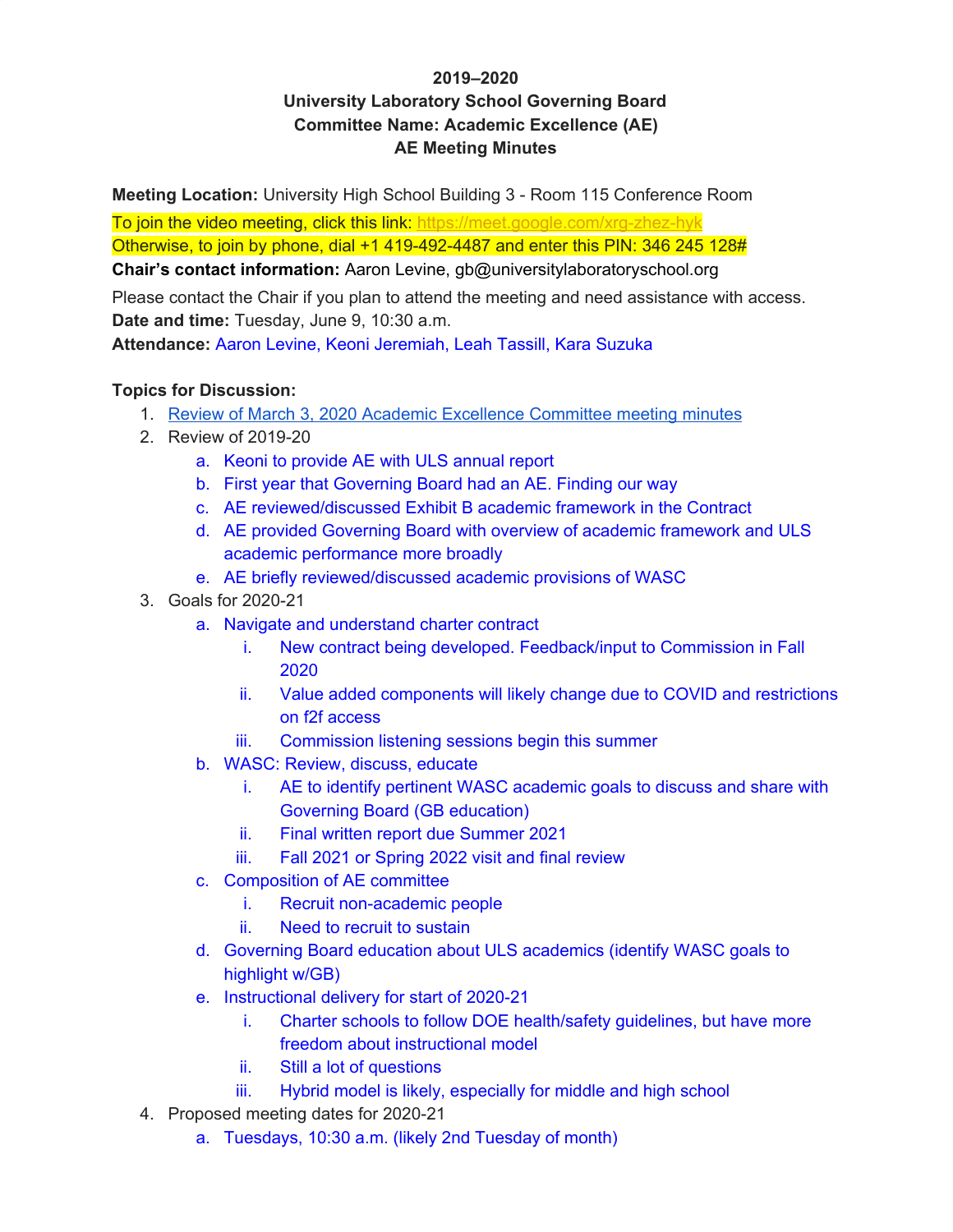**2019–2020**
**University Laboratory School Governing Board**
**Committee Name: Academic Excellence (AE)**
**AE Meeting Minutes**

**Meeting Location:** University High School Building 3 - Room 115 Conference Room

To join the video meeting, click this link: https://meet.google.com/xrg-zhez-hyk

Otherwise, to join by phone, dial +1 419-492-4487 and enter this PIN: 346 245 128#

**Chair's contact information:** Aaron Levine, gb@universitylaboratoryschool.org

Please contact the Chair if you plan to attend the meeting and need assistance with access.

**Date and time:** Tuesday, June 9, 10:30 a.m.

**Attendance:** Aaron Levine, Keoni Jeremiah, Leah Tassill, Kara Suzuka

**Topics for Discussion:**

1. Review of March 3, 2020 Academic Excellence Committee meeting minutes
2. Review of 2019-20
   a. Keoni to provide AE with ULS annual report
   b. First year that Governing Board had an AE. Finding our way
   c. AE reviewed/discussed Exhibit B academic framework in the Contract
   d. AE provided Governing Board with overview of academic framework and ULS academic performance more broadly
   e. AE briefly reviewed/discussed academic provisions of WASC
3. Goals for 2020-21
   a. Navigate and understand charter contract
      i. New contract being developed. Feedback/input to Commission in Fall 2020
      ii. Value added components will likely change due to COVID and restrictions on f2f access
      iii. Commission listening sessions begin this summer
   b. WASC: Review, discuss, educate
      i. AE to identify pertinent WASC academic goals to discuss and share with Governing Board (GB education)
      ii. Final written report due Summer 2021
      iii. Fall 2021 or Spring 2022 visit and final review
   c. Composition of AE committee
      i. Recruit non-academic people
      ii. Need to recruit to sustain
   d. Governing Board education about ULS academics (identify WASC goals to highlight w/GB)
   e. Instructional delivery for start of 2020-21
      i. Charter schools to follow DOE health/safety guidelines, but have more freedom about instructional model
      ii. Still a lot of questions
      iii. Hybrid model is likely, especially for middle and high school
4. Proposed meeting dates for 2020-21
   a. Tuesdays, 10:30 a.m. (likely 2nd Tuesday of month)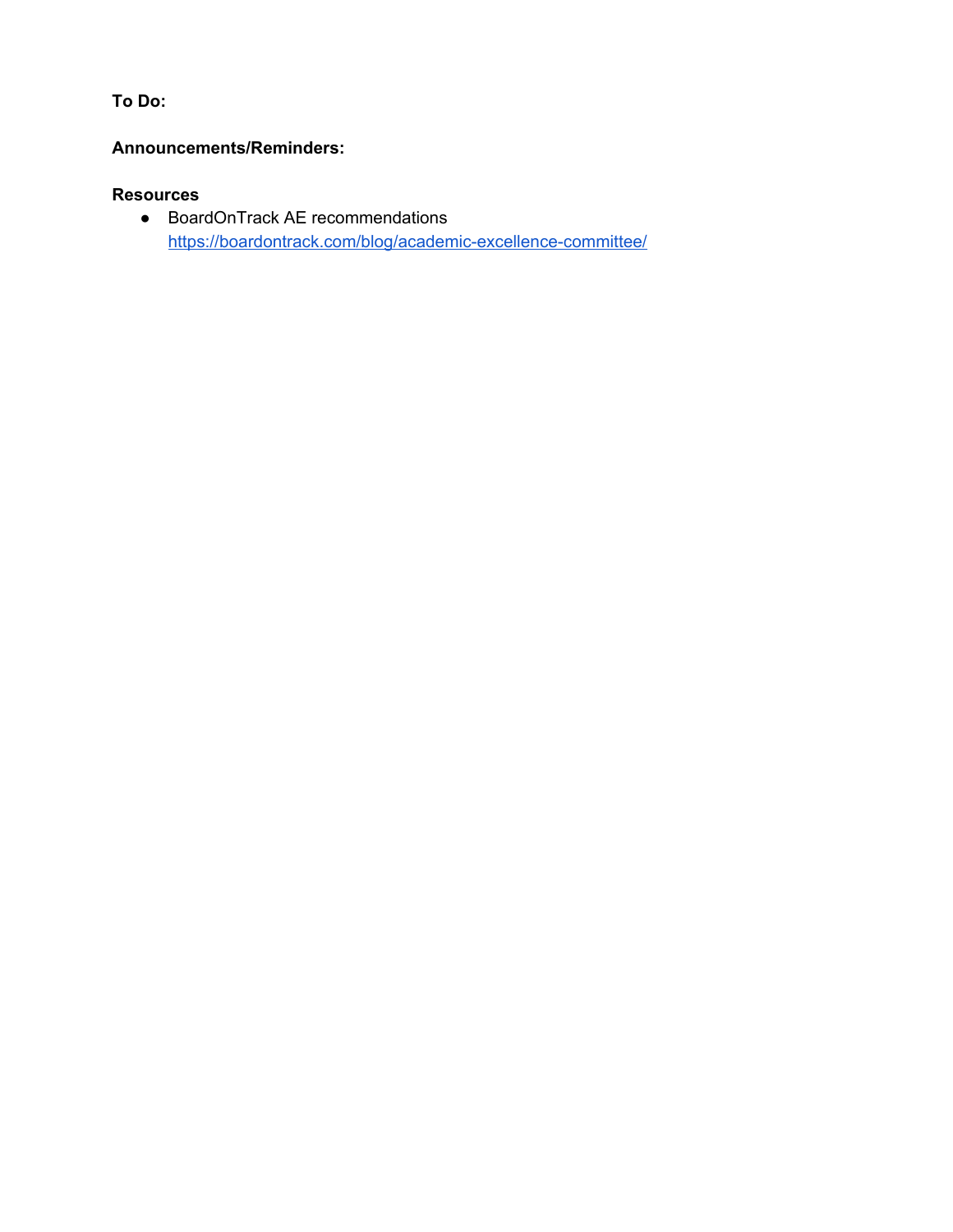**To Do:**

**Announcements/Reminders:**

**Resources**

- BoardOnTrack AE recommendations https://boardontrack.com/blog/academic-excellence-committee/